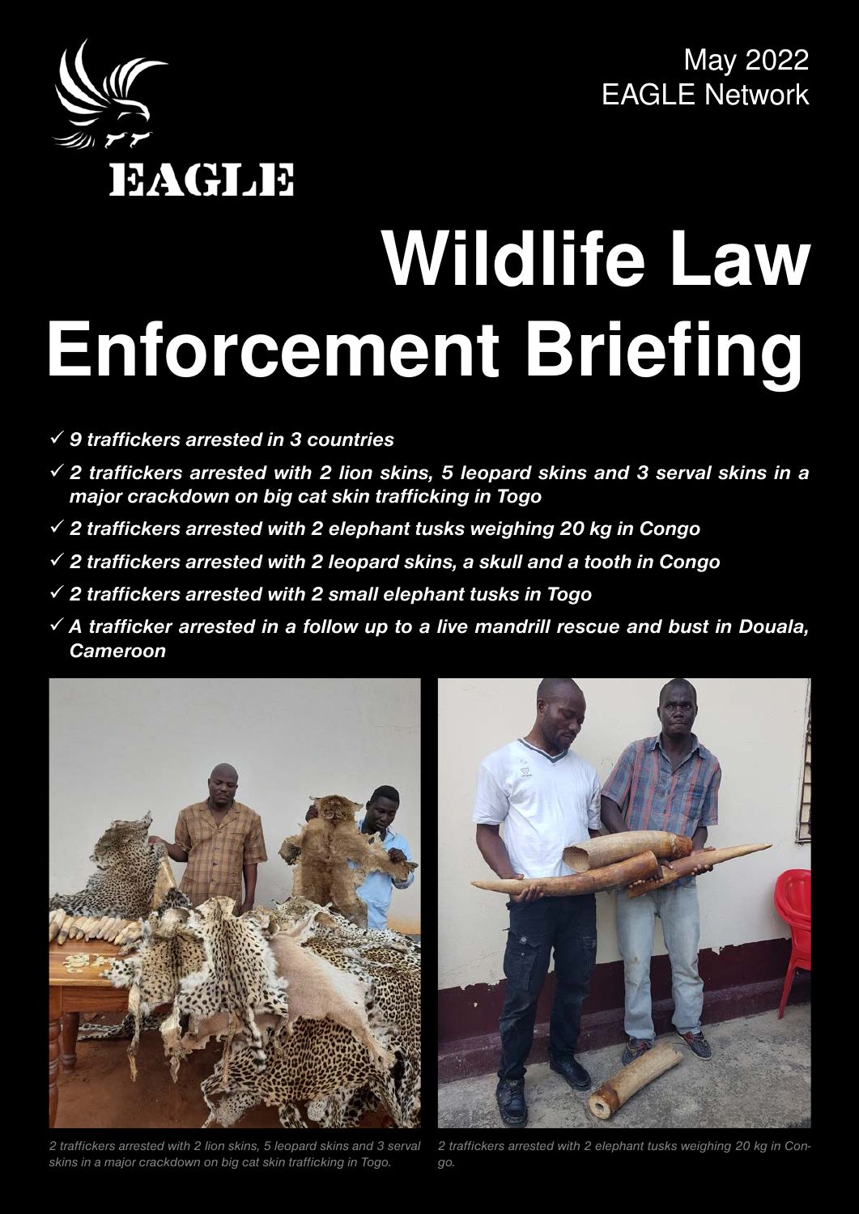May 2022
EAGLE Network

EAGLE

# Wildlife Law Enforcement Briefing

- ✓ ***9 traffickers arrested in 3 countries***
- ✓ ***2 traffickers arrested with 2 lion skins, 5 leopard skins and 3 serval skins in a major crackdown on big cat skin trafficking in Togo***
- ✓ ***2 traffickers arrested with 2 elephant tusks weighing 20 kg in Congo***
- ✓ ***2 traffickers arrested with 2 leopard skins, a skull and a tooth in Congo***
- ✓ ***2 traffickers arrested with 2 small elephant tusks in Togo***
- ✓ ***A trafficker arrested in a follow up to a live mandrill rescue and bust in Douala, Cameroon***

*2 traffickers arrested with 2 lion skins, 5 leopard skins and 3 serval skins in a major crackdown on big cat skin trafficking in Togo.*

*2 traffickers arrested with 2 elephant tusks weighing 20 kg in Congo.*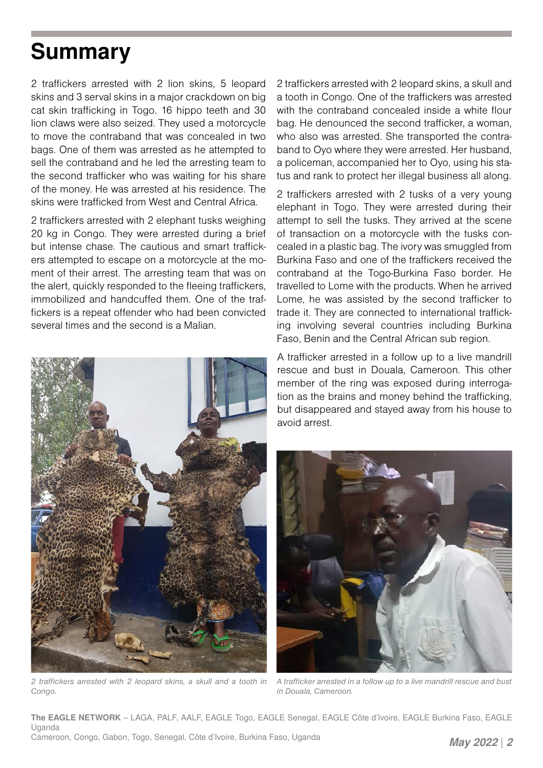# Summary

2 traffickers arrested with 2 lion skins, 5 leopard skins and 3 serval skins in a major crackdown on big cat skin trafficking in Togo. 16 hippo teeth and 30 lion claws were also seized. They used a motorcycle to move the contraband that was concealed in two bags. One of them was arrested as he attempted to sell the contraband and he led the arresting team to the second trafficker who was waiting for his share of the money. He was arrested at his residence. The skins were trafficked from West and Central Africa.

2 traffickers arrested with 2 elephant tusks weighing 20 kg in Congo. They were arrested during a brief but intense chase. The cautious and smart traffickers attempted to escape on a motorcycle at the moment of their arrest. The arresting team that was on the alert, quickly responded to the fleeing traffickers, immobilized and handcuffed them. One of the traffickers is a repeat offender who had been convicted several times and the second is a Malian.

2 traffickers arrested with 2 leopard skins, a skull and a tooth in Congo. One of the traffickers was arrested with the contraband concealed inside a white flour bag. He denounced the second trafficker, a woman, who also was arrested. She transported the contraband to Oyo where they were arrested. Her husband, a policeman, accompanied her to Oyo, using his status and rank to protect her illegal business all along.

2 traffickers arrested with 2 tusks of a very young elephant in Togo. They were arrested during their attempt to sell the tusks. They arrived at the scene of transaction on a motorcycle with the tusks concealed in a plastic bag. The ivory was smuggled from Burkina Faso and one of the traffickers received the contraband at the Togo-Burkina Faso border. He travelled to Lome with the products. When he arrived Lome, he was assisted by the second trafficker to trade it. They are connected to international trafficking involving several countries including Burkina Faso, Benin and the Central African sub region.

A trafficker arrested in a follow up to a live mandrill rescue and bust in Douala, Cameroon. This other member of the ring was exposed during interrogation as the brains and money behind the trafficking, but disappeared and stayed away from his house to avoid arrest.

*2 traffickers arrested with 2 leopard skins, a skull and a tooth in Congo.*

*A trafficker arrested in a follow up to a live mandrill rescue and bust in Douala, Cameroon.*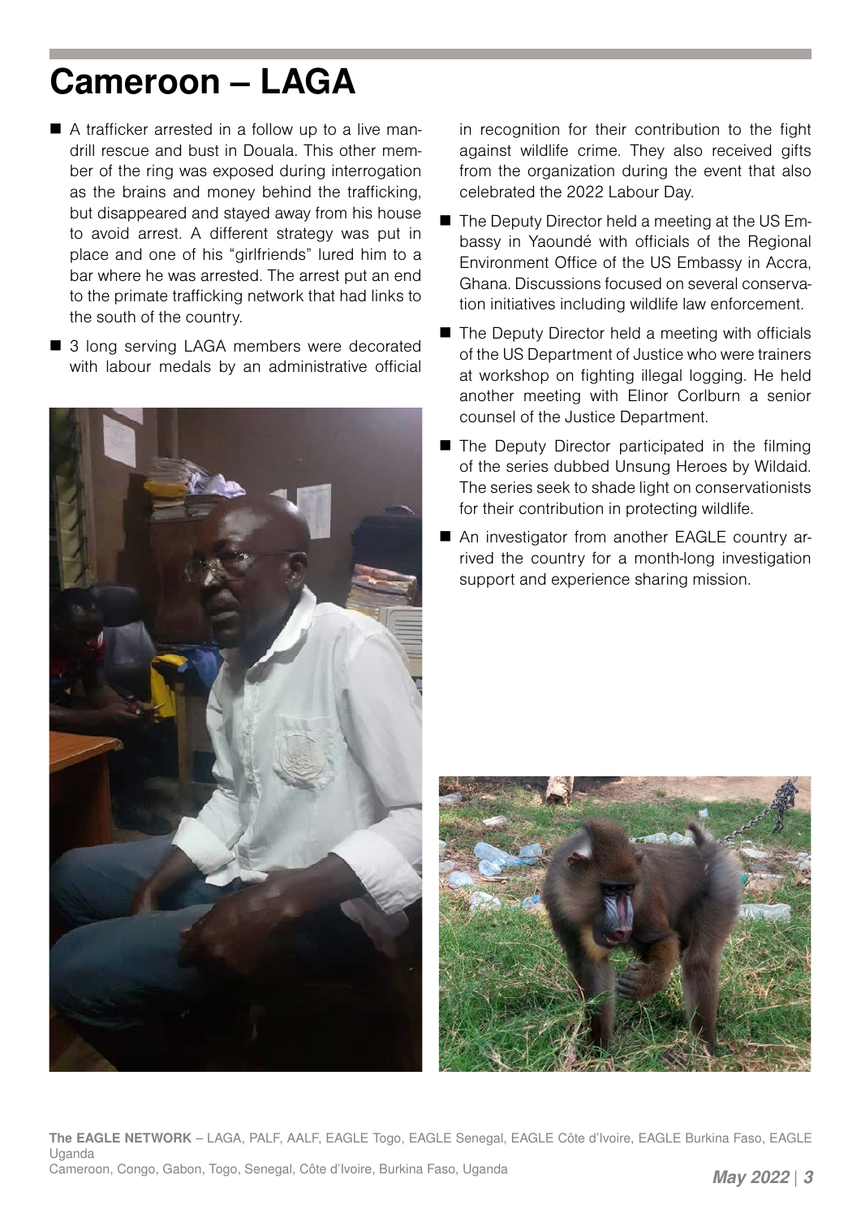# Cameroon – LAGA

- A trafficker arrested in a follow up to a live mandrill rescue and bust in Douala. This other member of the ring was exposed during interrogation as the brains and money behind the trafficking, but disappeared and stayed away from his house to avoid arrest. A different strategy was put in place and one of his "girlfriends" lured him to a bar where he was arrested. The arrest put an end to the primate trafficking network that had links to the south of the country.
- 3 long serving LAGA members were decorated with labour medals by an administrative official in recognition for their contribution to the fight against wildlife crime. They also received gifts from the organization during the event that also celebrated the 2022 Labour Day.
- The Deputy Director held a meeting at the US Embassy in Yaoundé with officials of the Regional Environment Office of the US Embassy in Accra, Ghana. Discussions focused on several conservation initiatives including wildlife law enforcement.
- The Deputy Director held a meeting with officials of the US Department of Justice who were trainers at workshop on fighting illegal logging. He held another meeting with Elinor Corlburn a senior counsel of the Justice Department.
- The Deputy Director participated in the filming of the series dubbed Unsung Heroes by Wildaid. The series seek to shade light on conservationists for their contribution in protecting wildlife.
- An investigator from another EAGLE country arrived the country for a month-long investigation support and experience sharing mission.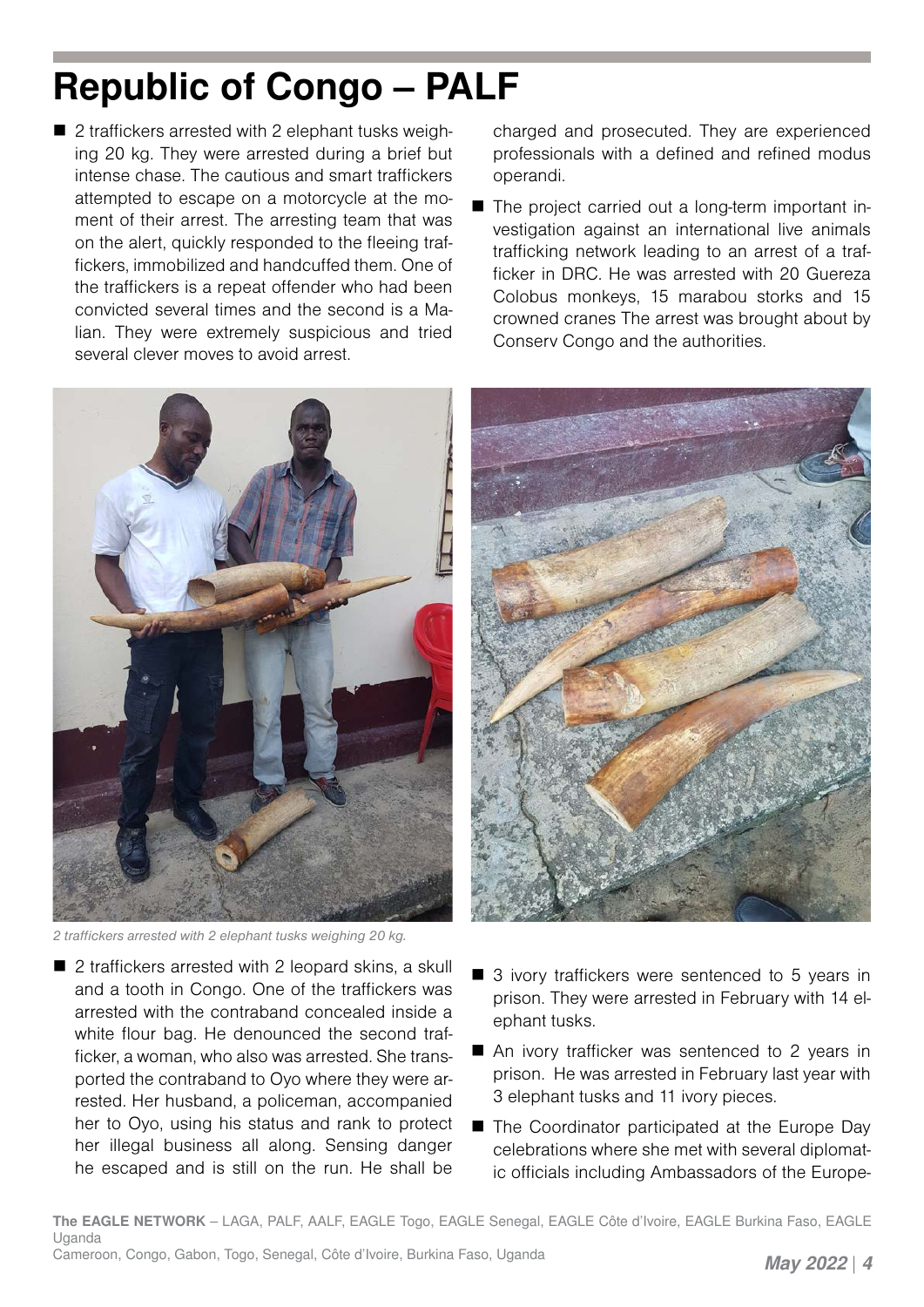# Republic of Congo – PALF

- 2 traffickers arrested with 2 elephant tusks weighing 20 kg. They were arrested during a brief but intense chase. The cautious and smart traffickers attempted to escape on a motorcycle at the moment of their arrest. The arresting team that was on the alert, quickly responded to the fleeing traffickers, immobilized and handcuffed them. One of the traffickers is a repeat offender who had been convicted several times and the second is a Malian. They were extremely suspicious and tried several clever moves to avoid arrest.

*2 traffickers arrested with 2 elephant tusks weighing 20 kg.*

- 2 traffickers arrested with 2 leopard skins, a skull and a tooth in Congo. One of the traffickers was arrested with the contraband concealed inside a white flour bag. He denounced the second trafficker, a woman, who also was arrested. She transported the contraband to Oyo where they were arrested. Her husband, a policeman, accompanied her to Oyo, using his status and rank to protect her illegal business all along. Sensing danger he escaped and is still on the run. He shall be charged and prosecuted. They are experienced professionals with a defined and refined modus operandi.
- The project carried out a long-term important investigation against an international live animals trafficking network leading to an arrest of a trafficker in DRC. He was arrested with 20 Guereza Colobus monkeys, 15 marabou storks and 15 crowned cranes The arrest was brought about by Conserv Congo and the authorities.
- 3 ivory traffickers were sentenced to 5 years in prison. They were arrested in February with 14 elephant tusks.
- An ivory trafficker was sentenced to 2 years in prison. He was arrested in February last year with 3 elephant tusks and 11 ivory pieces.
- The Coordinator participated at the Europe Day celebrations where she met with several diplomatic officials including Ambassadors of the Europe-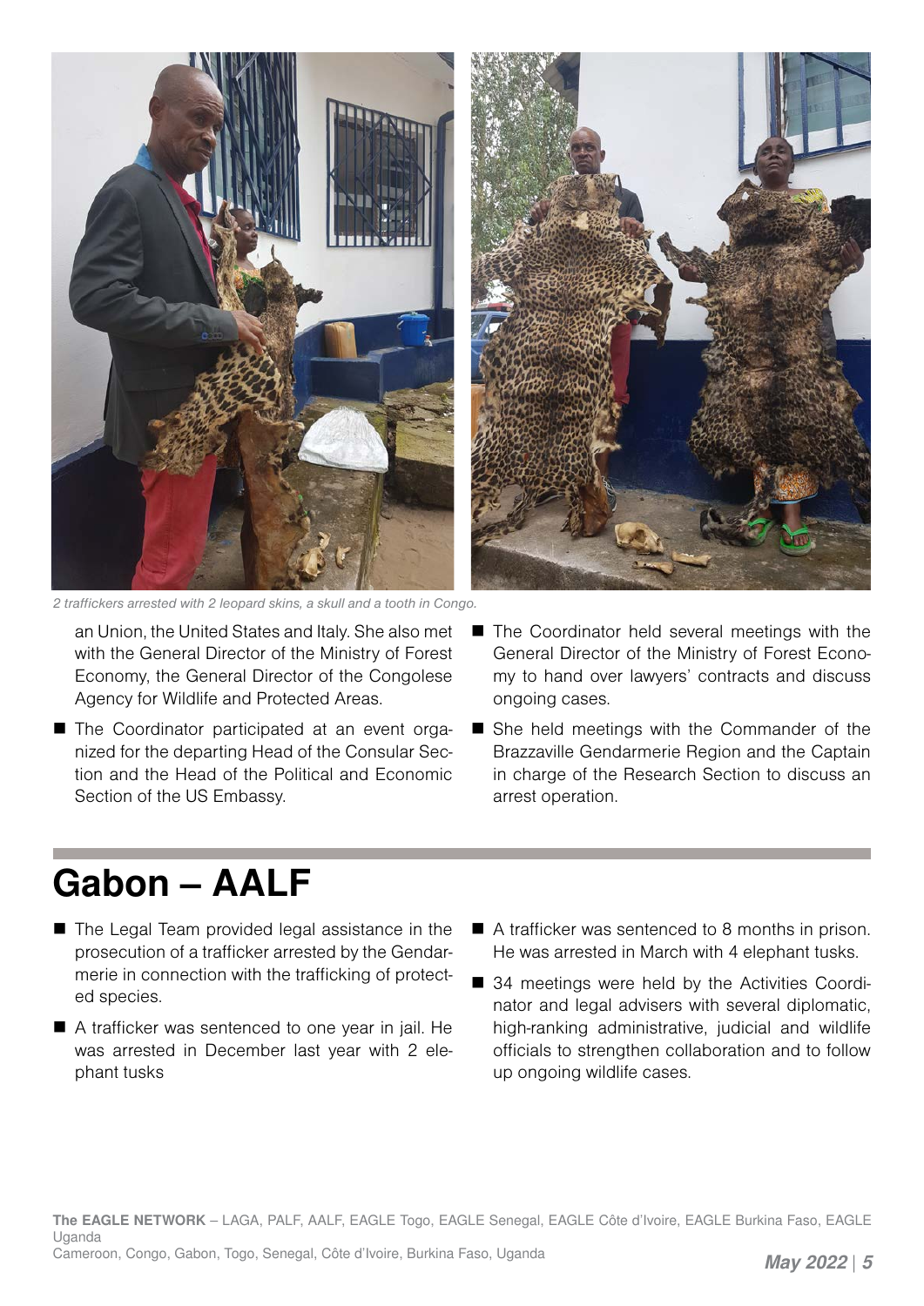*2 traffickers arrested with 2 leopard skins, a skull and a tooth in Congo.*

an Union, the United States and Italy. She also met with the General Director of the Ministry of Forest Economy, the General Director of the Congolese Agency for Wildlife and Protected Areas.

- The Coordinator participated at an event organized for the departing Head of the Consular Section and the Head of the Political and Economic Section of the US Embassy.
- The Coordinator held several meetings with the General Director of the Ministry of Forest Economy to hand over lawyers' contracts and discuss ongoing cases.
- She held meetings with the Commander of the Brazzaville Gendarmerie Region and the Captain in charge of the Research Section to discuss an arrest operation.

# Gabon – AALF

- The Legal Team provided legal assistance in the prosecution of a trafficker arrested by the Gendarmerie in connection with the trafficking of protected species.
- A trafficker was sentenced to one year in jail. He was arrested in December last year with 2 elephant tusks
- A trafficker was sentenced to 8 months in prison. He was arrested in March with 4 elephant tusks.
- 34 meetings were held by the Activities Coordinator and legal advisers with several diplomatic, high-ranking administrative, judicial and wildlife officials to strengthen collaboration and to follow up ongoing wildlife cases.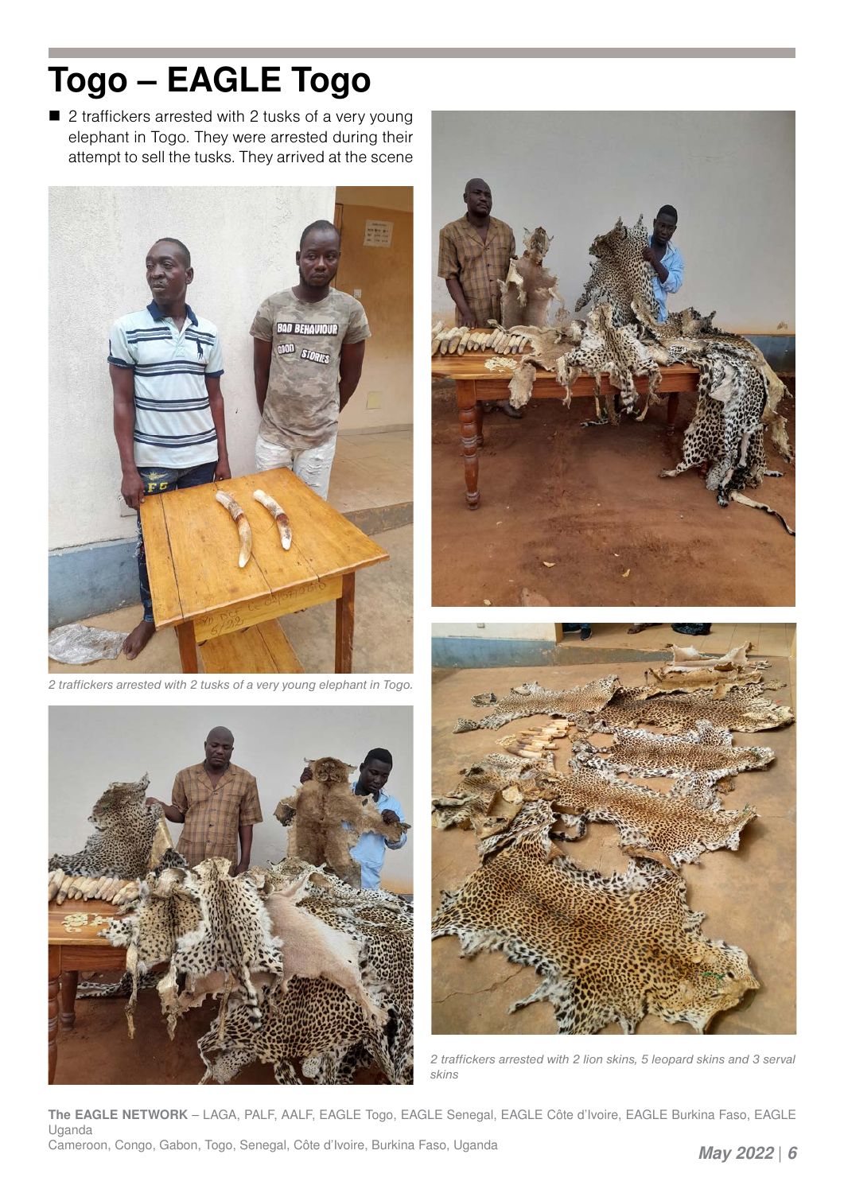# Togo – EAGLE Togo

- 2 traffickers arrested with 2 tusks of a very young elephant in Togo. They were arrested during their attempt to sell the tusks. They arrived at the scene

*2 traffickers arrested with 2 tusks of a very young elephant in Togo.*

*2 traffickers arrested with 2 lion skins, 5 leopard skins and 3 serval skins*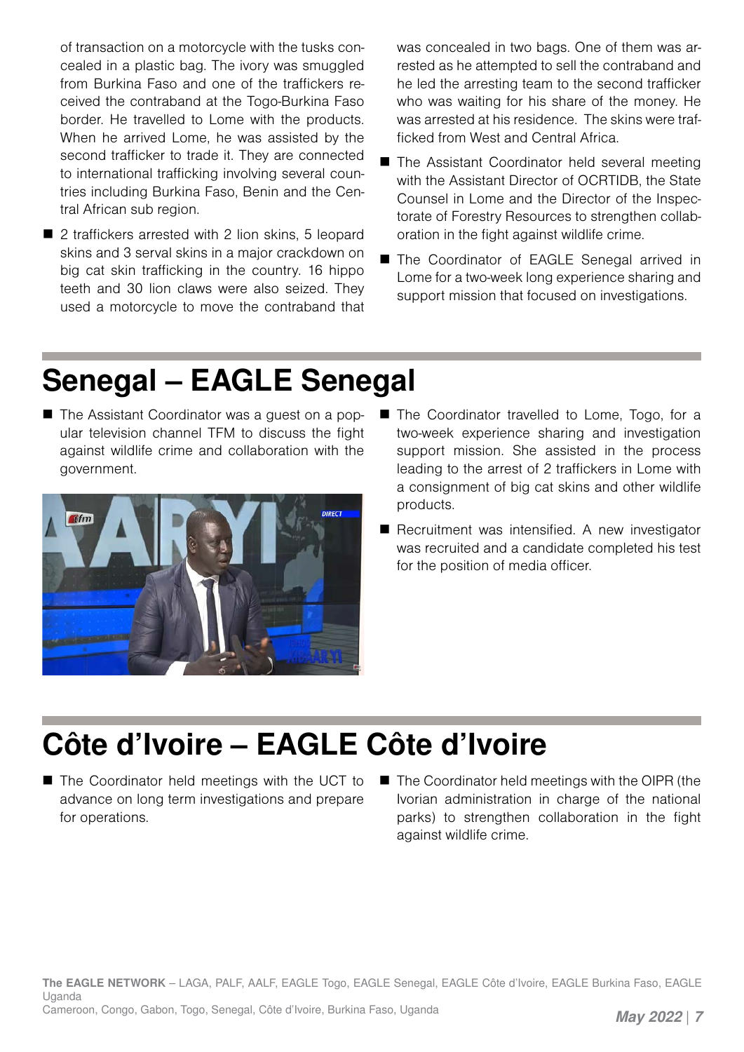of transaction on a motorcycle with the tusks concealed in a plastic bag. The ivory was smuggled from Burkina Faso and one of the traffickers received the contraband at the Togo-Burkina Faso border. He travelled to Lome with the products. When he arrived Lome, he was assisted by the second trafficker to trade it. They are connected to international trafficking involving several countries including Burkina Faso, Benin and the Central African sub region.

- 2 traffickers arrested with 2 lion skins, 5 leopard skins and 3 serval skins in a major crackdown on big cat skin trafficking in the country. 16 hippo teeth and 30 lion claws were also seized. They used a motorcycle to move the contraband that was concealed in two bags. One of them was arrested as he attempted to sell the contraband and he led the arresting team to the second trafficker who was waiting for his share of the money. He was arrested at his residence. The skins were trafficked from West and Central Africa.
- The Assistant Coordinator held several meeting with the Assistant Director of OCRTIDB, the State Counsel in Lome and the Director of the Inspectorate of Forestry Resources to strengthen collaboration in the fight against wildlife crime.
- The Coordinator of EAGLE Senegal arrived in Lome for a two-week long experience sharing and support mission that focused on investigations.

# Senegal – EAGLE Senegal

- The Assistant Coordinator was a guest on a popular television channel TFM to discuss the fight against wildlife crime and collaboration with the government.
- The Coordinator travelled to Lome, Togo, for a two-week experience sharing and investigation support mission. She assisted in the process leading to the arrest of 2 traffickers in Lome with a consignment of big cat skins and other wildlife products.
- Recruitment was intensified. A new investigator was recruited and a candidate completed his test for the position of media officer.

# Côte d'Ivoire – EAGLE Côte d'Ivoire

- The Coordinator held meetings with the UCT to advance on long term investigations and prepare for operations.
- The Coordinator held meetings with the OIPR (the Ivorian administration in charge of the national parks) to strengthen collaboration in the fight against wildlife crime.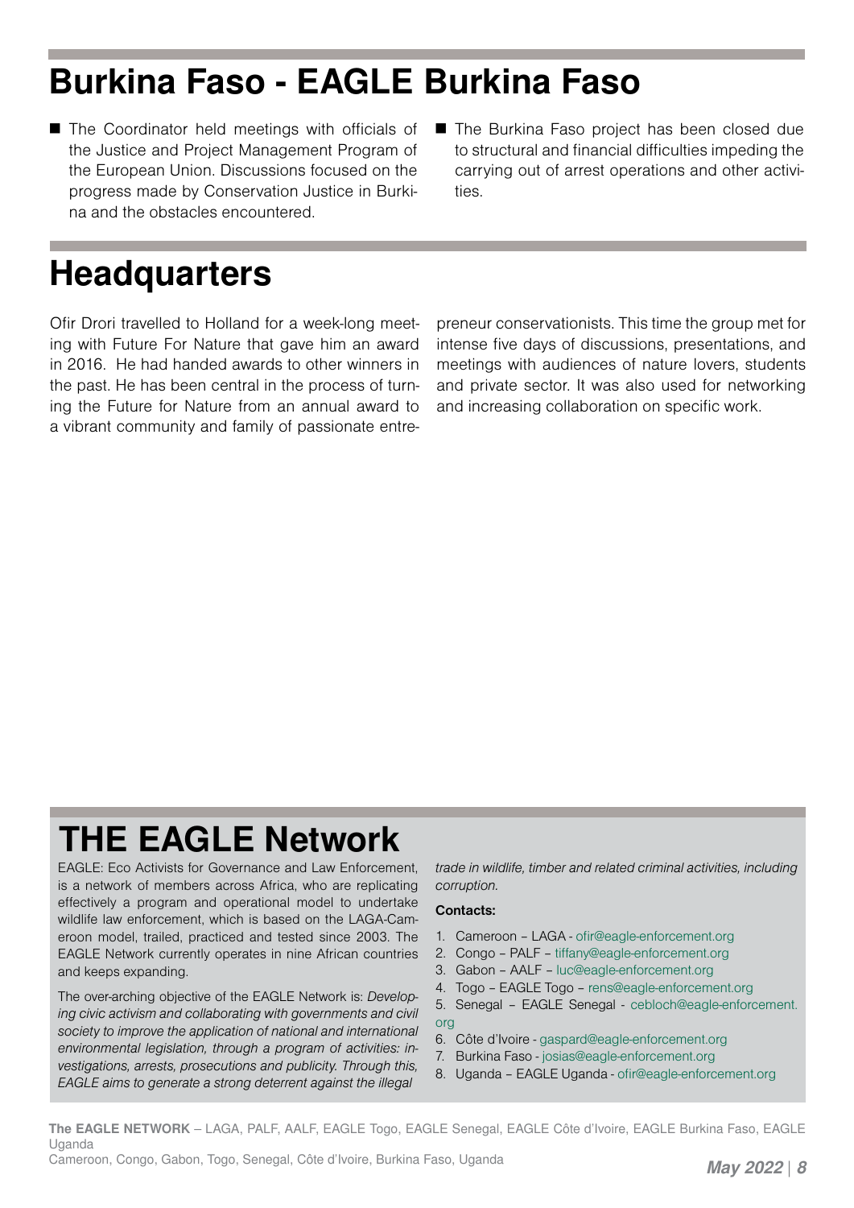# Burkina Faso - EAGLE Burkina Faso

- The Coordinator held meetings with officials of the Justice and Project Management Program of the European Union. Discussions focused on the progress made by Conservation Justice in Burkina and the obstacles encountered.
- The Burkina Faso project has been closed due to structural and financial difficulties impeding the carrying out of arrest operations and other activities.

# Headquarters

Ofir Drori travelled to Holland for a week-long meeting with Future For Nature that gave him an award in 2016. He had handed awards to other winners in the past. He has been central in the process of turning the Future for Nature from an annual award to a vibrant community and family of passionate entrepreneur conservationists. This time the group met for intense five days of discussions, presentations, and meetings with audiences of nature lovers, students and private sector. It was also used for networking and increasing collaboration on specific work.

# THE EAGLE Network

EAGLE: Eco Activists for Governance and Law Enforcement, is a network of members across Africa, who are replicating effectively a program and operational model to undertake wildlife law enforcement, which is based on the LAGA-Cameroon model, trailed, practiced and tested since 2003. The EAGLE Network currently operates in nine African countries and keeps expanding.

The over-arching objective of the EAGLE Network is: *Developing civic activism and collaborating with governments and civil society to improve the application of national and international environmental legislation, through a program of activities: investigations, arrests, prosecutions and publicity. Through this, EAGLE aims to generate a strong deterrent against the illegal trade in wildlife, timber and related criminal activities, including corruption.*

**Contacts:**

1. Cameroon – LAGA - ofir@eagle-enforcement.org
2. Congo – PALF – tiffany@eagle-enforcement.org
3. Gabon – AALF – luc@eagle-enforcement.org
4. Togo – EAGLE Togo – rens@eagle-enforcement.org
5. Senegal – EAGLE Senegal - cebloch@eagle-enforcement.org
6. Côte d'Ivoire - gaspard@eagle-enforcement.org
7. Burkina Faso - josias@eagle-enforcement.org
8. Uganda – EAGLE Uganda - ofir@eagle-enforcement.org

**The EAGLE NETWORK** – LAGA, PALF, AALF, EAGLE Togo, EAGLE Senegal, EAGLE Côte d'Ivoire, EAGLE Burkina Faso, EAGLE Uganda
Cameroon, Congo, Gabon, Togo, Senegal, Côte d'Ivoire, Burkina Faso, Uganda